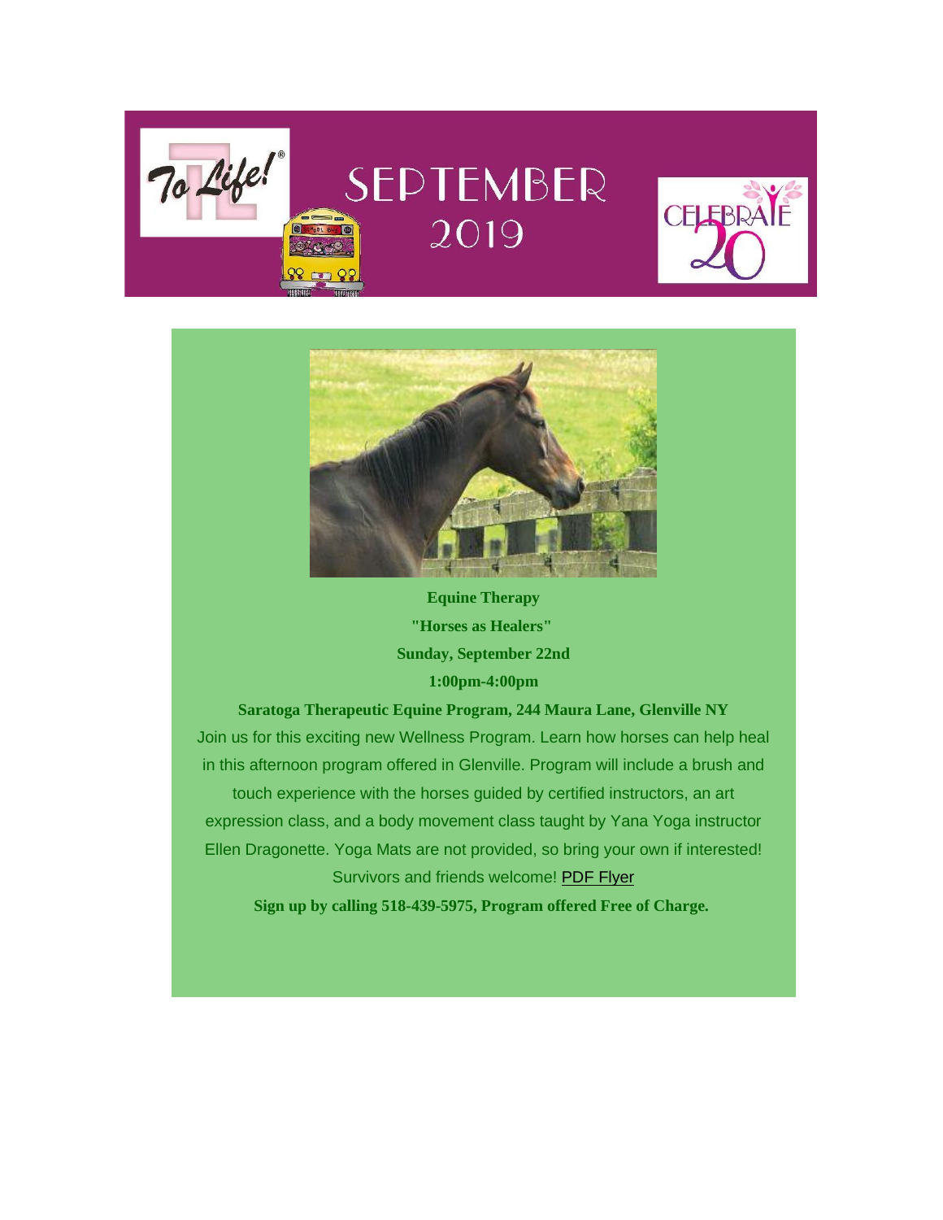# SEPTEMBER 2019

**Equine Therapy**

**"Horses as Healers"**

**Sunday, September 22nd**

**1:00pm-4:00pm**

**Saratoga Therapeutic Equine Program, 244 Maura Lane, Glenville NY**

Join us for this exciting new Wellness Program. Learn how horses can help heal in this afternoon program offered in Glenville. Program will include a brush and touch experience with the horses guided by certified instructors, an art expression class, and a body movement class taught by Yana Yoga instructor Ellen Dragonette. Yoga Mats are not provided, so bring your own if interested! Survivors and friends welcome! PDF Flyer

**Sign up by calling 518-439-5975, Program offered Free of Charge.**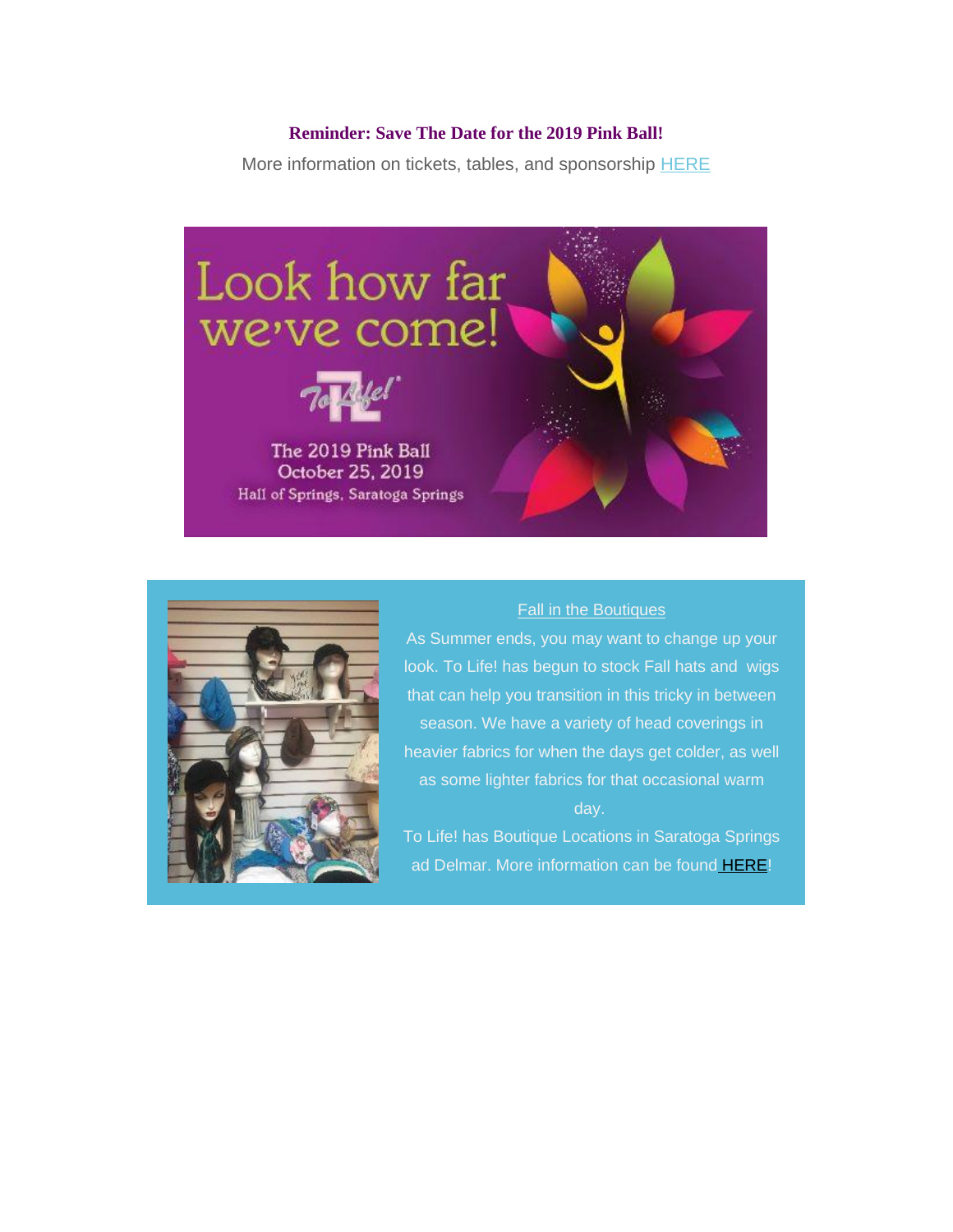**Reminder: Save The Date for the 2019 Pink Ball!**

More information on tickets, tables, and sponsorship HERE

Look how far we've come!

To Life!

The 2019 Pink Ball
October 25, 2019
Hall of Springs, Saratoga Springs

Fall in the Boutiques

As Summer ends, you may want to change up your look. To Life! has begun to stock Fall hats and wigs that can help you transition in this tricky in between season. We have a variety of head coverings in heavier fabrics for when the days get colder, as well as some lighter fabrics for that occasional warm day.

To Life! has Boutique Locations in Saratoga Springs ad Delmar. More information can be found HERE!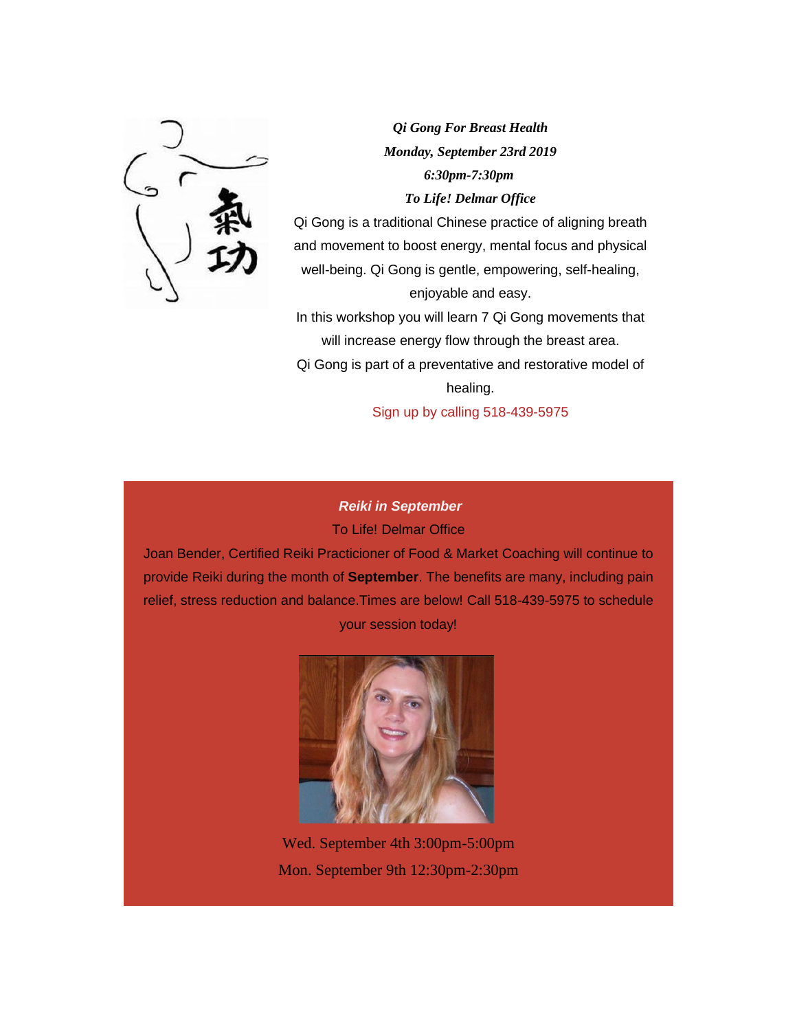***Qi Gong For Breast Health***

***Monday, September 23rd 2019***

***6:30pm-7:30pm***

***To Life! Delmar Office***

Qi Gong is a traditional Chinese practice of aligning breath and movement to boost energy, mental focus and physical well-being. Qi Gong is gentle, empowering, self-healing, enjoyable and easy.

In this workshop you will learn 7 Qi Gong movements that will increase energy flow through the breast area.

Qi Gong is part of a preventative and restorative model of healing.

Sign up by calling 518-439-5975

***Reiki in September***

To Life! Delmar Office

Joan Bender, Certified Reiki Practicioner of Food & Market Coaching will continue to provide Reiki during the month of **September**. The benefits are many, including pain relief, stress reduction and balance.Times are below! Call 518-439-5975 to schedule your session today!

Wed. September 4th 3:00pm-5:00pm

Mon. September 9th 12:30pm-2:30pm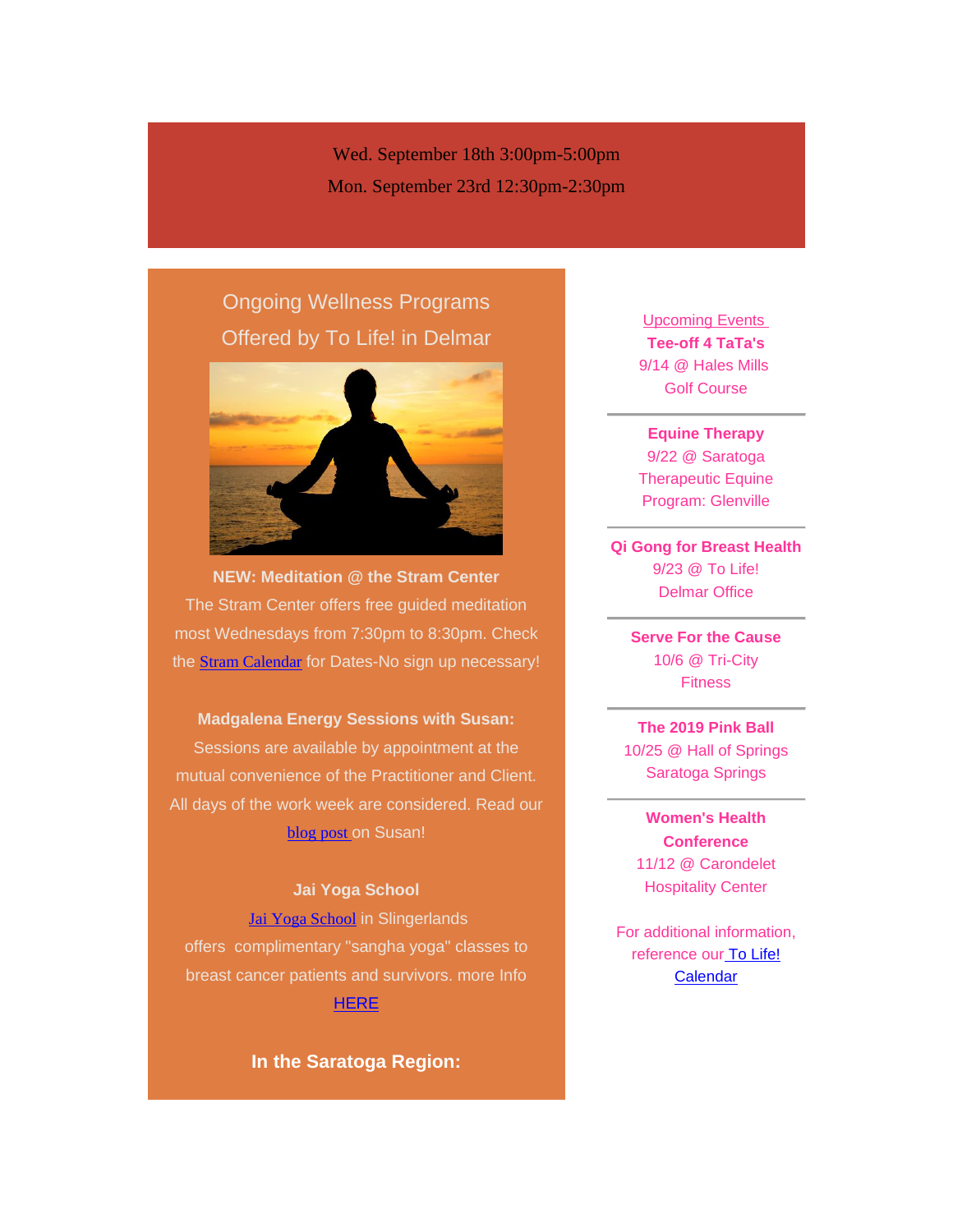Wed. September 18th 3:00pm-5:00pm

Mon. September 23rd 12:30pm-2:30pm

## Ongoing Wellness Programs Offered by To Life! in Delmar

**NEW: Meditation @ the Stram Center**

The Stram Center offers free guided meditation most Wednesdays from 7:30pm to 8:30pm. Check the Stram Calendar for Dates-No sign up necessary!

**Madgalena Energy Sessions with Susan:**

Sessions are available by appointment at the mutual convenience of the Practitioner and Client. All days of the work week are considered. Read our blog post on Susan!

**Jai Yoga School**

Jai Yoga School in Slingerlands offers complimentary "sangha yoga" classes to breast cancer patients and survivors. more Info HERE

**In the Saratoga Region:**

Upcoming Events

**Tee-off 4 TaTa's**
9/14 @ Hales Mills Golf Course

---

**Equine Therapy**
9/22 @ Saratoga Therapeutic Equine Program: Glenville

---

**Qi Gong for Breast Health**
9/23 @ To Life! Delmar Office

---

**Serve For the Cause**
10/6 @ Tri-City Fitness

---

**The 2019 Pink Ball**
10/25 @ Hall of Springs Saratoga Springs

---

**Women's Health Conference**
11/12 @ Carondelet Hospitality Center

For additional information, reference our To Life! Calendar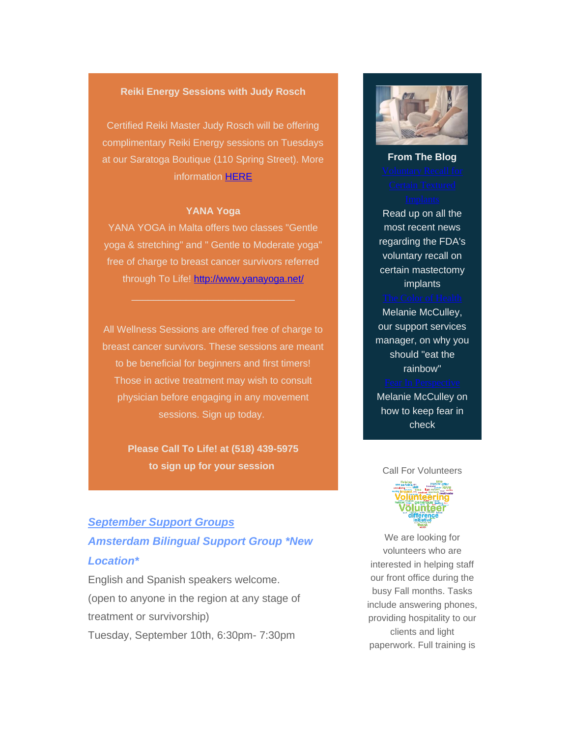**Reiki Energy Sessions with Judy Rosch**

Certified Reiki Master Judy Rosch will be offering complimentary Reiki Energy sessions on Tuesdays at our Saratoga Boutique (110 Spring Street). More information HERE

**YANA Yoga**

YANA YOGA in Malta offers two classes "Gentle yoga & stretching" and " Gentle to Moderate yoga" free of charge to breast cancer survivors referred through To Life! http://www.yanayoga.net/

---

All Wellness Sessions are offered free of charge to breast cancer survivors. These sessions are meant to be beneficial for beginners and first timers! Those in active treatment may wish to consult physician before engaging in any movement sessions. Sign up today.

**Please Call To Life! at (518) 439-5975 to sign up for your session**

***September Support Groups***

***Amsterdam Bilingual Support Group *New Location****

English and Spanish speakers welcome.
(open to anyone in the region at any stage of treatment or survivorship)
Tuesday, September 10th, 6:30pm- 7:30pm

**From The Blog**

Voluntary Recall for Certain Textured Implants

Read up on all the most recent news regarding the FDA's voluntary recall on certain mastectomy implants

The Color of Health

Melanie McCulley, our support services manager, on why you should "eat the rainbow"

Fear In Perspective

Melanie McCulley on how to keep fear in check

Call For Volunteers

We are looking for volunteers who are interested in helping staff our front office during the busy Fall months. Tasks include answering phones, providing hospitality to our clients and light paperwork. Full training is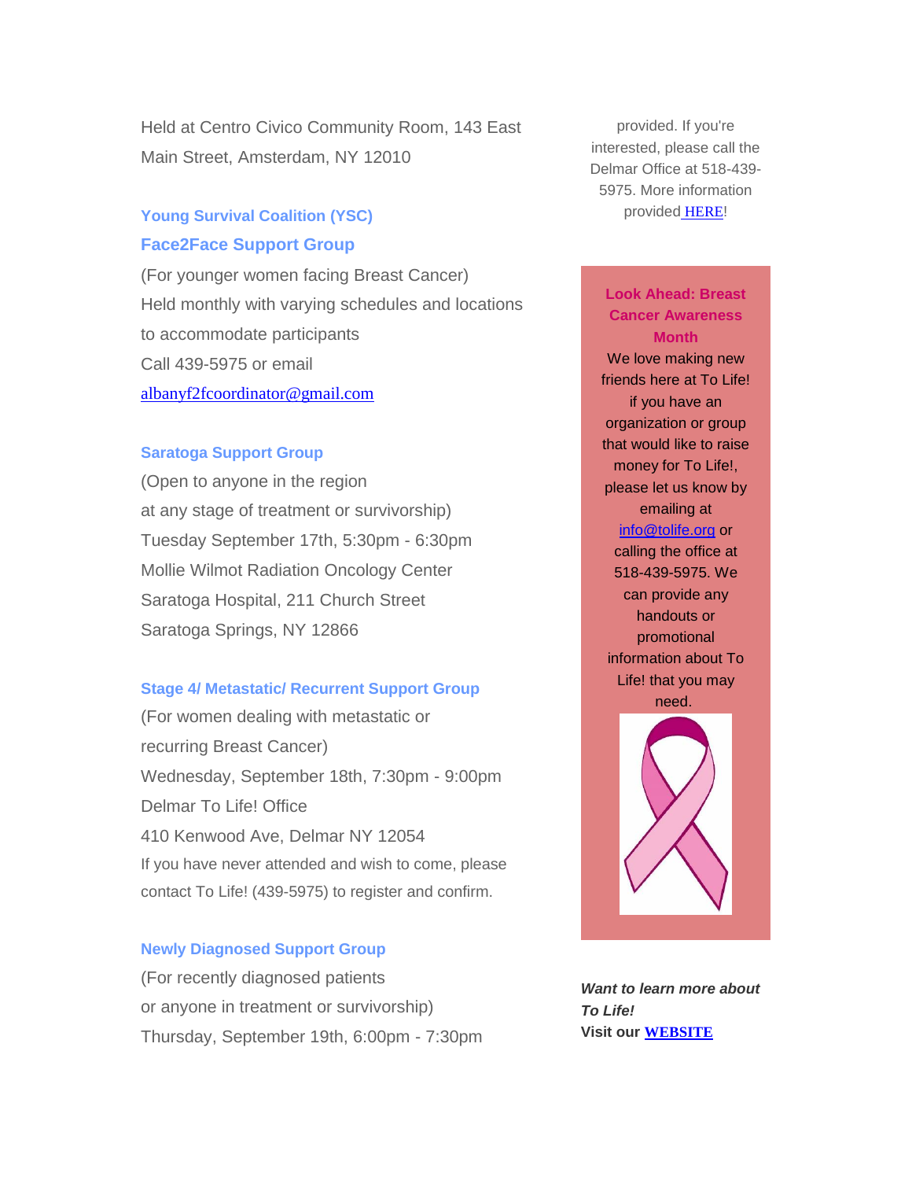Held at Centro Civico Community Room, 143 East Main Street, Amsterdam, NY 12010

### Young Survival Coalition (YSC)
### Face2Face Support Group

(For younger women facing Breast Cancer)
Held monthly with varying schedules and locations to accommodate participants
Call 439-5975 or email
albanyf2fcoordinator@gmail.com

### Saratoga Support Group

(Open to anyone in the region
at any stage of treatment or survivorship)
Tuesday September 17th, 5:30pm - 6:30pm
Mollie Wilmot Radiation Oncology Center
Saratoga Hospital, 211 Church Street
Saratoga Springs, NY 12866

### Stage 4/ Metastatic/ Recurrent Support Group

(For women dealing with metastatic or
recurring Breast Cancer)
Wednesday, September 18th, 7:30pm - 9:00pm
Delmar To Life! Office
410 Kenwood Ave, Delmar NY 12054
If you have never attended and wish to come, please contact To Life! (439-5975) to register and confirm.

### Newly Diagnosed Support Group

(For recently diagnosed patients
or anyone in treatment or survivorship)
Thursday, September 19th, 6:00pm - 7:30pm

provided. If you're interested, please call the Delmar Office at 518-439-5975. More information provided HERE!

### Look Ahead: Breast Cancer Awareness Month

We love making new friends here at To Life! if you have an organization or group that would like to raise money for To Life!, please let us know by emailing at info@tolife.org or calling the office at 518-439-5975. We can provide any handouts or promotional information about To Life! that you may need.

***Want to learn more about To Life!***
**Visit our WEBSITE**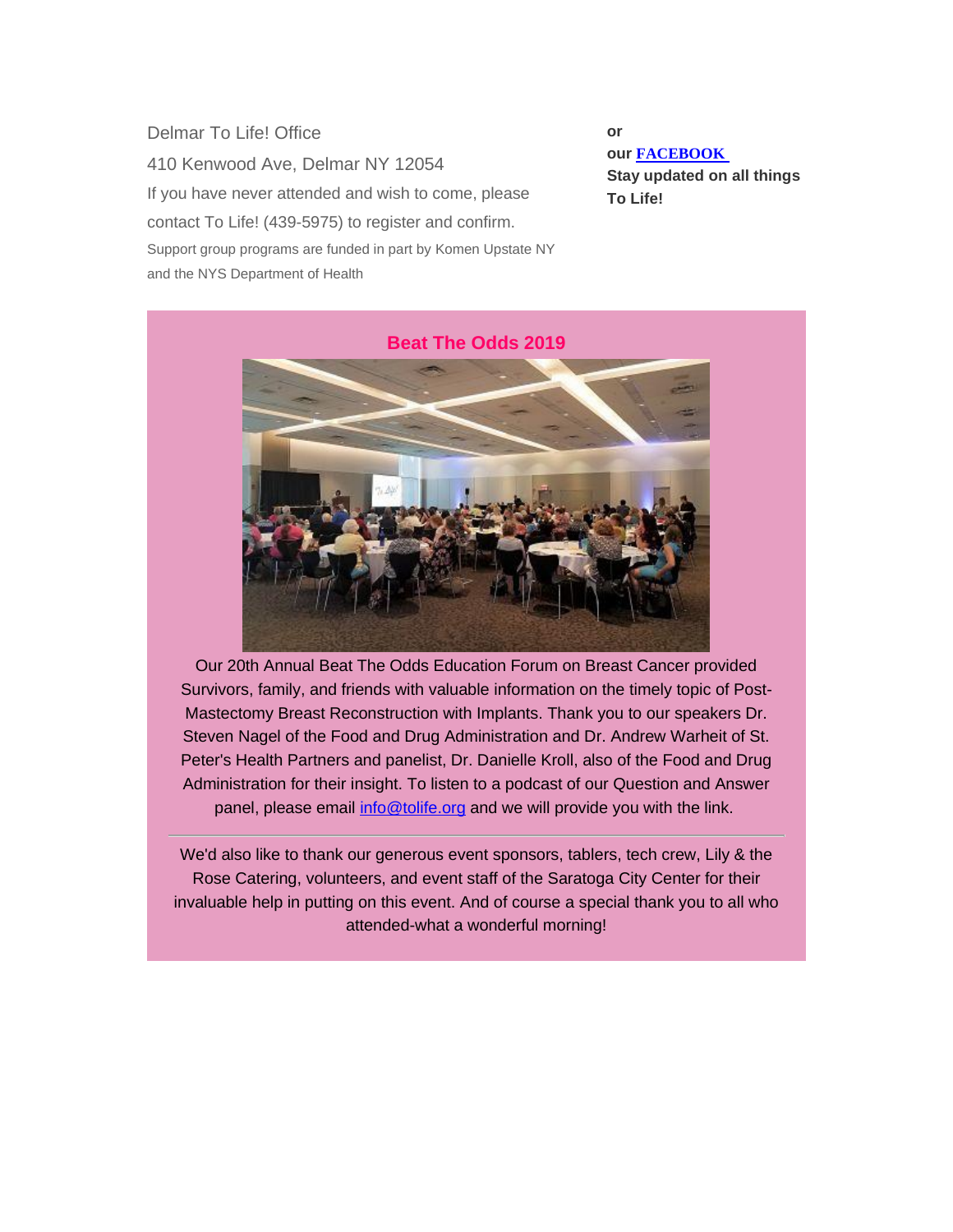Delmar To Life! Office

410 Kenwood Ave, Delmar NY 12054

If you have never attended and wish to come, please contact To Life! (439-5975) to register and confirm.

Support group programs are funded in part by Komen Upstate NY and the NYS Department of Health

**or our [FACEBOOK](#) Stay updated on all things To Life!**

## Beat The Odds 2019

Our 20th Annual Beat The Odds Education Forum on Breast Cancer provided Survivors, family, and friends with valuable information on the timely topic of Post-Mastectomy Breast Reconstruction with Implants. Thank you to our speakers Dr. Steven Nagel of the Food and Drug Administration and Dr. Andrew Warheit of St. Peter's Health Partners and panelist, Dr. Danielle Kroll, also of the Food and Drug Administration for their insight. To listen to a podcast of our Question and Answer panel, please email info@tolife.org and we will provide you with the link.

---

We'd also like to thank our generous event sponsors, tablers, tech crew, Lily & the Rose Catering, volunteers, and event staff of the Saratoga City Center for their invaluable help in putting on this event. And of course a special thank you to all who attended-what a wonderful morning!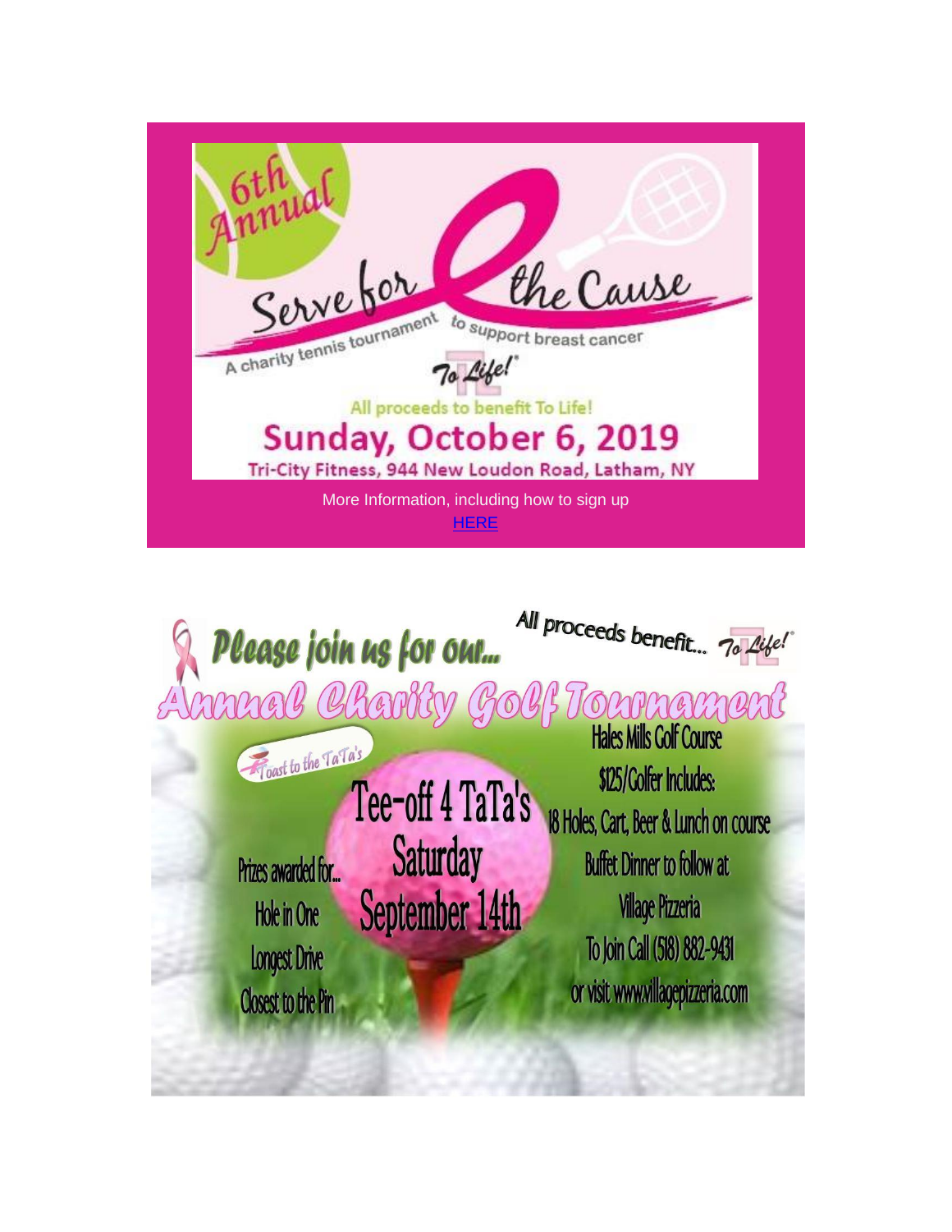6th Annual

# Serve for the Cause

A charity tennis tournament to support breast cancer

To Life!

All proceeds to benefit To Life!

## Sunday, October 6, 2019

Tri-City Fitness, 944 New Loudon Road, Latham, NY

More Information, including how to sign up

HERE

---

Please join us for our...

All proceeds benefit... To Life!

# Annual Charity Golf Tournament

Toast to the TaTa's

## Tee-off 4 TaTa's

**Saturday**

**September 14th**

Hales Mills Golf Course

$125/Golfer Includes:

18 Holes, Cart, Beer & Lunch on course

Buffet Dinner to follow at

Village Pizzeria

To Join Call (518) 882-9431

or visit www.villagepizzeria.com

Prizes awarded for...

Hole in One

Longest Drive

Closest to the Pin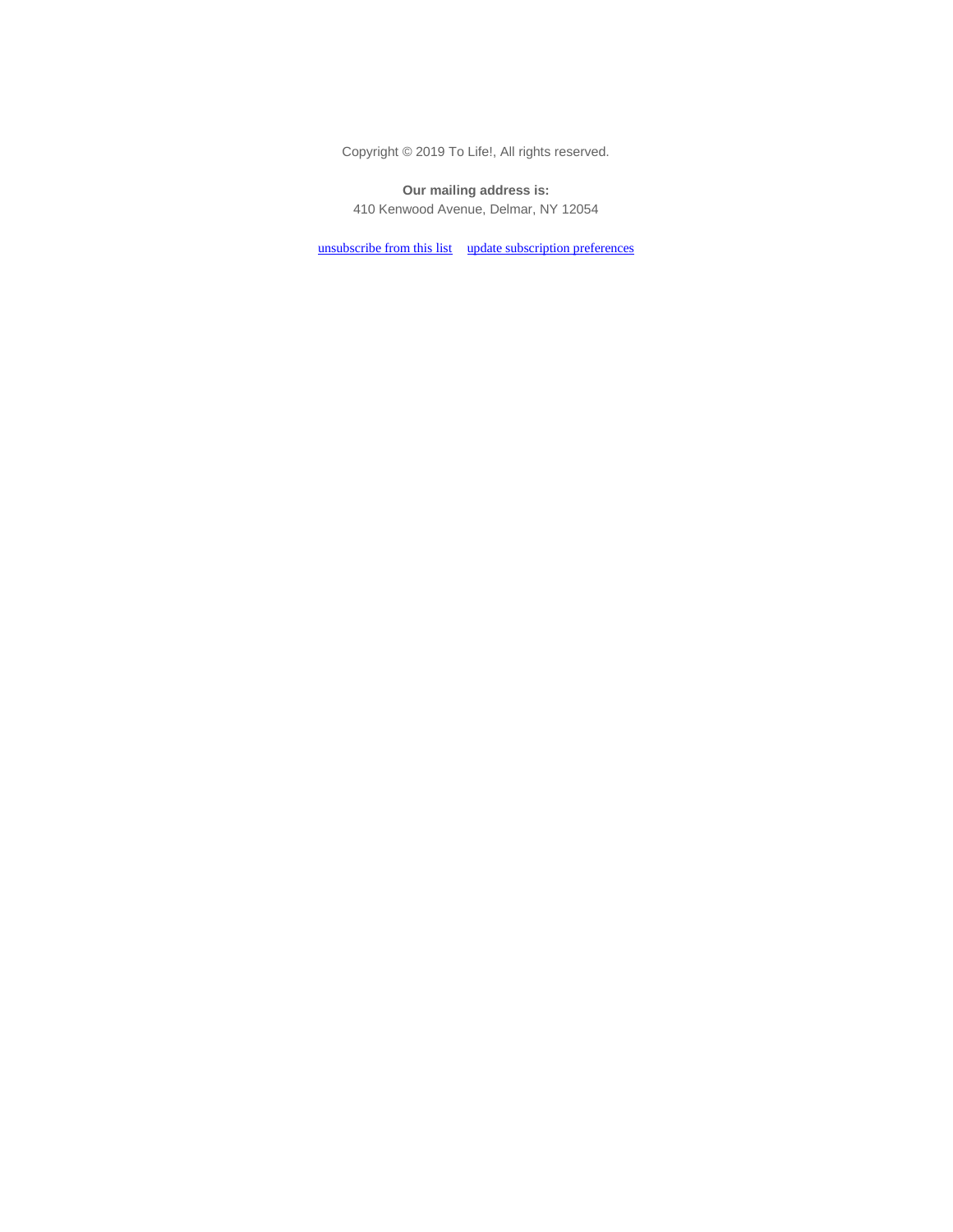Copyright © 2019 To Life!, All rights reserved.

**Our mailing address is:**
410 Kenwood Avenue, Delmar, NY 12054

unsubscribe from this list    update subscription preferences